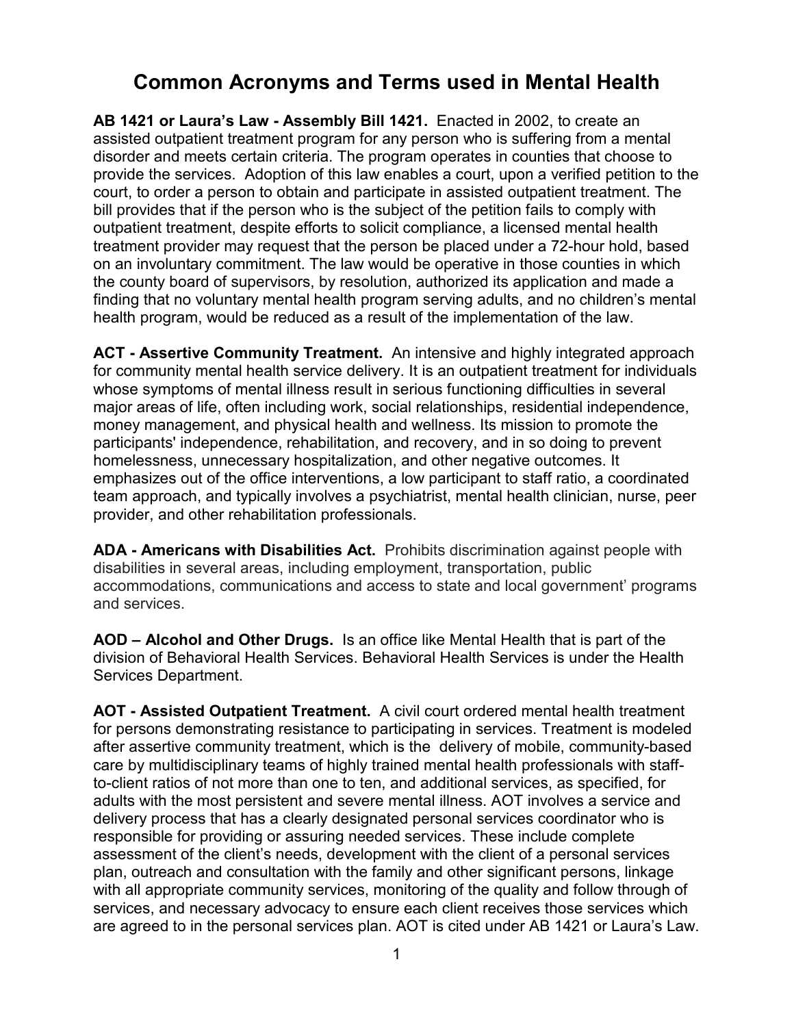# Common Acronyms and Terms used in Mental Health

**AB 1421 or Laura's Law - Assembly Bill 1421.** Enacted in 2002, to create an assisted outpatient treatment program for any person who is suffering from a mental disorder and meets certain criteria. The program operates in counties that choose to provide the services. Adoption of this law enables a court, upon a verified petition to the court, to order a person to obtain and participate in assisted outpatient treatment. The bill provides that if the person who is the subject of the petition fails to comply with outpatient treatment, despite efforts to solicit compliance, a licensed mental health treatment provider may request that the person be placed under a 72-hour hold, based on an involuntary commitment. The law would be operative in those counties in which the county board of supervisors, by resolution, authorized its application and made a finding that no voluntary mental health program serving adults, and no children's mental health program, would be reduced as a result of the implementation of the law.

**ACT - Assertive Community Treatment.** An intensive and highly integrated approach for community mental health service delivery. It is an outpatient treatment for individuals whose symptoms of mental illness result in serious functioning difficulties in several major areas of life, often including work, social relationships, residential independence, money management, and physical health and wellness. Its mission to promote the participants' independence, rehabilitation, and recovery, and in so doing to prevent homelessness, unnecessary hospitalization, and other negative outcomes. It emphasizes out of the office interventions, a low participant to staff ratio, a coordinated team approach, and typically involves a psychiatrist, mental health clinician, nurse, peer provider, and other rehabilitation professionals.

**ADA - Americans with Disabilities Act.** Prohibits discrimination against people with disabilities in several areas, including employment, transportation, public accommodations, communications and access to state and local government' programs and services.

**AOD – Alcohol and Other Drugs.** Is an office like Mental Health that is part of the division of Behavioral Health Services. Behavioral Health Services is under the Health Services Department.

**AOT - Assisted Outpatient Treatment.** A civil court ordered mental health treatment for persons demonstrating resistance to participating in services. Treatment is modeled after assertive community treatment, which is the delivery of mobile, community-based care by multidisciplinary teams of highly trained mental health professionals with staff-to-client ratios of not more than one to ten, and additional services, as specified, for adults with the most persistent and severe mental illness. AOT involves a service and delivery process that has a clearly designated personal services coordinator who is responsible for providing or assuring needed services. These include complete assessment of the client's needs, development with the client of a personal services plan, outreach and consultation with the family and other significant persons, linkage with all appropriate community services, monitoring of the quality and follow through of services, and necessary advocacy to ensure each client receives those services which are agreed to in the personal services plan. AOT is cited under AB 1421 or Laura's Law.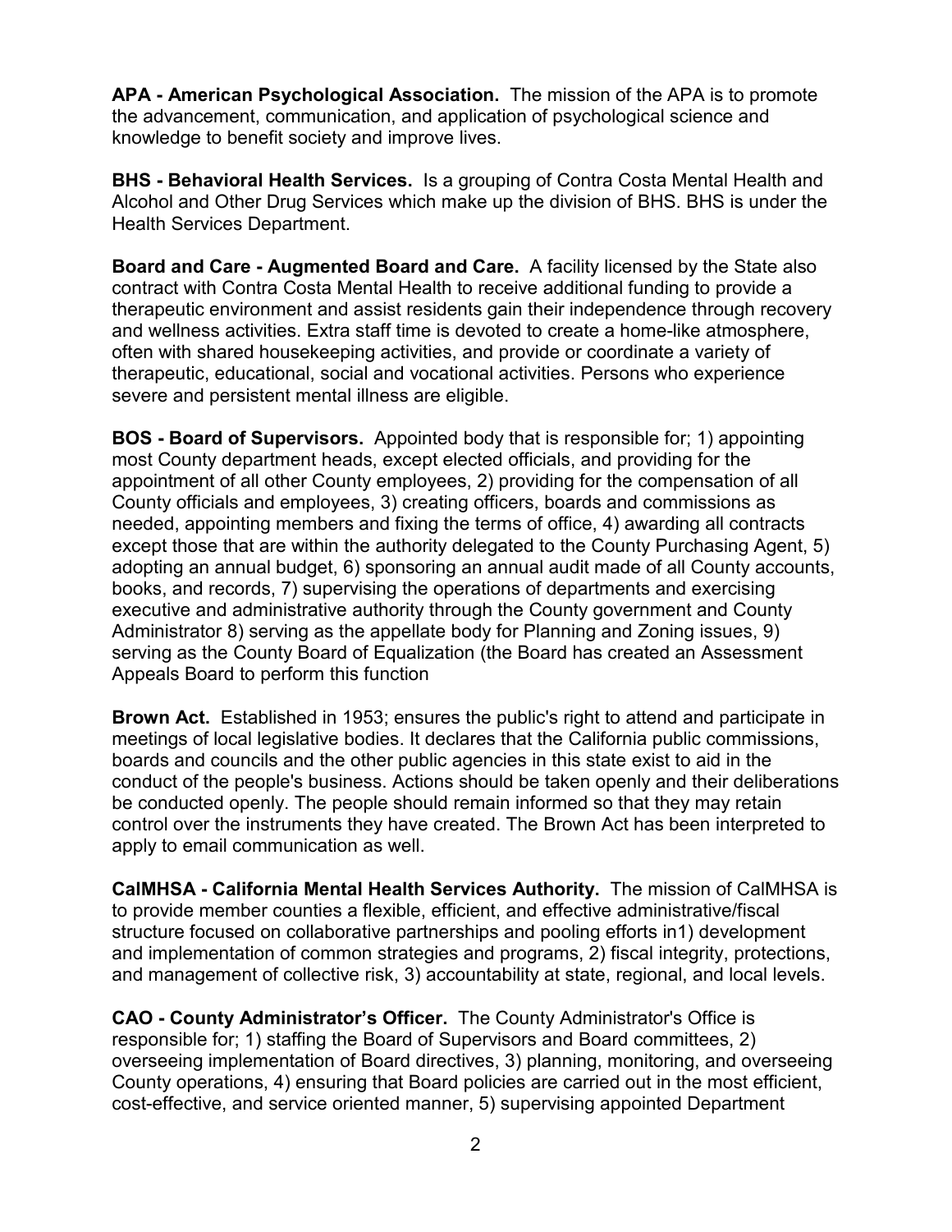**APA - American Psychological Association.** The mission of the APA is to promote the advancement, communication, and application of psychological science and knowledge to benefit society and improve lives.

**BHS - Behavioral Health Services.** Is a grouping of Contra Costa Mental Health and Alcohol and Other Drug Services which make up the division of BHS. BHS is under the Health Services Department.

**Board and Care - Augmented Board and Care.** A facility licensed by the State also contract with Contra Costa Mental Health to receive additional funding to provide a therapeutic environment and assist residents gain their independence through recovery and wellness activities. Extra staff time is devoted to create a home-like atmosphere, often with shared housekeeping activities, and provide or coordinate a variety of therapeutic, educational, social and vocational activities. Persons who experience severe and persistent mental illness are eligible.

**BOS - Board of Supervisors.** Appointed body that is responsible for; 1) appointing most County department heads, except elected officials, and providing for the appointment of all other County employees, 2) providing for the compensation of all County officials and employees, 3) creating officers, boards and commissions as needed, appointing members and fixing the terms of office, 4) awarding all contracts except those that are within the authority delegated to the County Purchasing Agent, 5) adopting an annual budget, 6) sponsoring an annual audit made of all County accounts, books, and records, 7) supervising the operations of departments and exercising executive and administrative authority through the County government and County Administrator 8) serving as the appellate body for Planning and Zoning issues, 9) serving as the County Board of Equalization (the Board has created an Assessment Appeals Board to perform this function

**Brown Act.** Established in 1953; ensures the public's right to attend and participate in meetings of local legislative bodies. It declares that the California public commissions, boards and councils and the other public agencies in this state exist to aid in the conduct of the people's business. Actions should be taken openly and their deliberations be conducted openly. The people should remain informed so that they may retain control over the instruments they have created. The Brown Act has been interpreted to apply to email communication as well.

**CalMHSA - California Mental Health Services Authority.** The mission of CalMHSA is to provide member counties a flexible, efficient, and effective administrative/fiscal structure focused on collaborative partnerships and pooling efforts in1) development and implementation of common strategies and programs, 2) fiscal integrity, protections, and management of collective risk, 3) accountability at state, regional, and local levels.

**CAO - County Administrator's Officer.** The County Administrator's Office is responsible for; 1) staffing the Board of Supervisors and Board committees, 2) overseeing implementation of Board directives, 3) planning, monitoring, and overseeing County operations, 4) ensuring that Board policies are carried out in the most efficient, cost-effective, and service oriented manner, 5) supervising appointed Department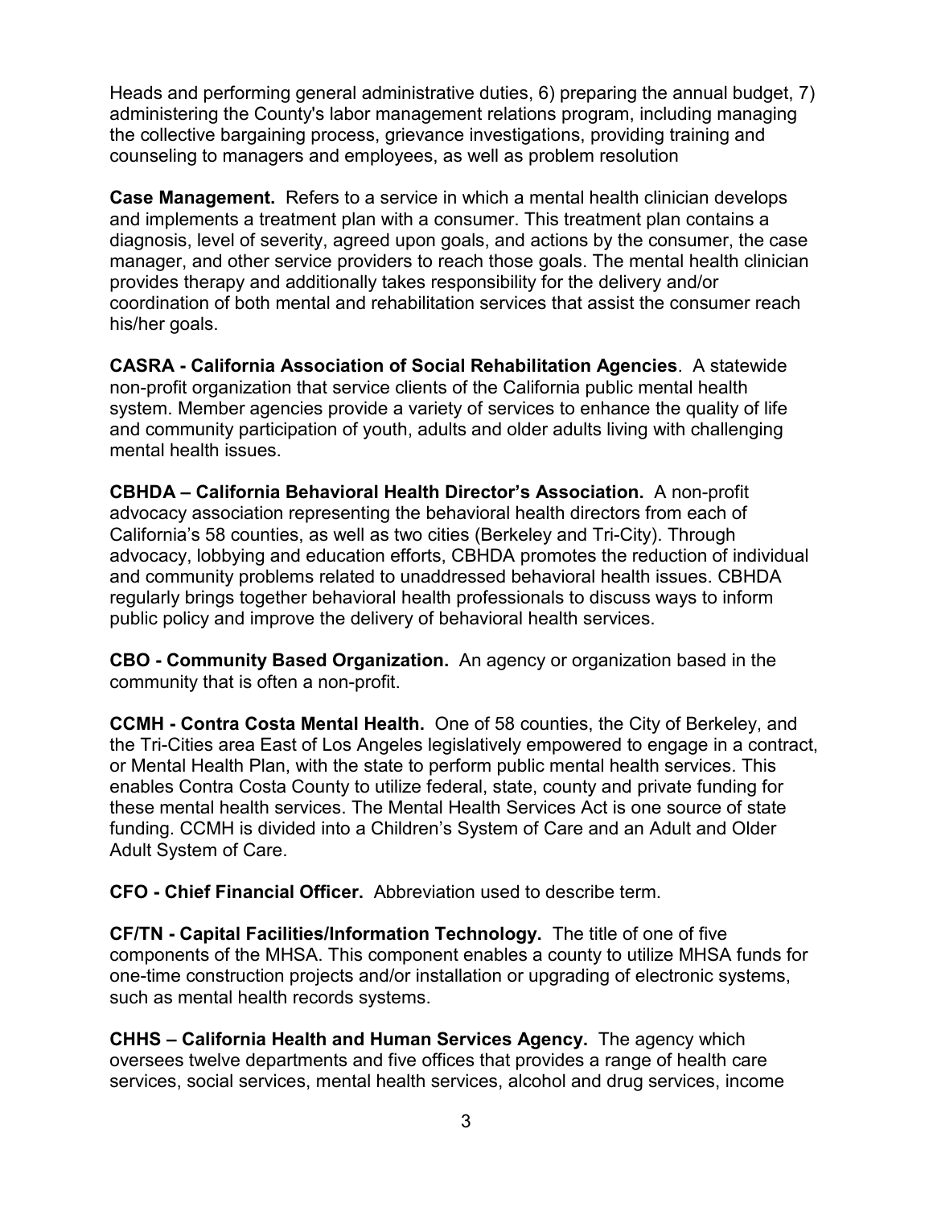Heads and performing general administrative duties, 6) preparing the annual budget, 7) administering the County's labor management relations program, including managing the collective bargaining process, grievance investigations, providing training and counseling to managers and employees, as well as problem resolution

**Case Management.** Refers to a service in which a mental health clinician develops and implements a treatment plan with a consumer. This treatment plan contains a diagnosis, level of severity, agreed upon goals, and actions by the consumer, the case manager, and other service providers to reach those goals. The mental health clinician provides therapy and additionally takes responsibility for the delivery and/or coordination of both mental and rehabilitation services that assist the consumer reach his/her goals.

**CASRA - California Association of Social Rehabilitation Agencies**. A statewide non-profit organization that service clients of the California public mental health system. Member agencies provide a variety of services to enhance the quality of life and community participation of youth, adults and older adults living with challenging mental health issues.

**CBHDA – California Behavioral Health Director's Association.** A non-profit advocacy association representing the behavioral health directors from each of California's 58 counties, as well as two cities (Berkeley and Tri-City). Through advocacy, lobbying and education efforts, CBHDA promotes the reduction of individual and community problems related to unaddressed behavioral health issues. CBHDA regularly brings together behavioral health professionals to discuss ways to inform public policy and improve the delivery of behavioral health services.

**CBO - Community Based Organization.** An agency or organization based in the community that is often a non-profit.

**CCMH - Contra Costa Mental Health.** One of 58 counties, the City of Berkeley, and the Tri-Cities area East of Los Angeles legislatively empowered to engage in a contract, or Mental Health Plan, with the state to perform public mental health services. This enables Contra Costa County to utilize federal, state, county and private funding for these mental health services. The Mental Health Services Act is one source of state funding. CCMH is divided into a Children's System of Care and an Adult and Older Adult System of Care.

**CFO - Chief Financial Officer.** Abbreviation used to describe term.

**CF/TN - Capital Facilities/Information Technology.** The title of one of five components of the MHSA. This component enables a county to utilize MHSA funds for one-time construction projects and/or installation or upgrading of electronic systems, such as mental health records systems.

**CHHS – California Health and Human Services Agency.** The agency which oversees twelve departments and five offices that provides a range of health care services, social services, mental health services, alcohol and drug services, income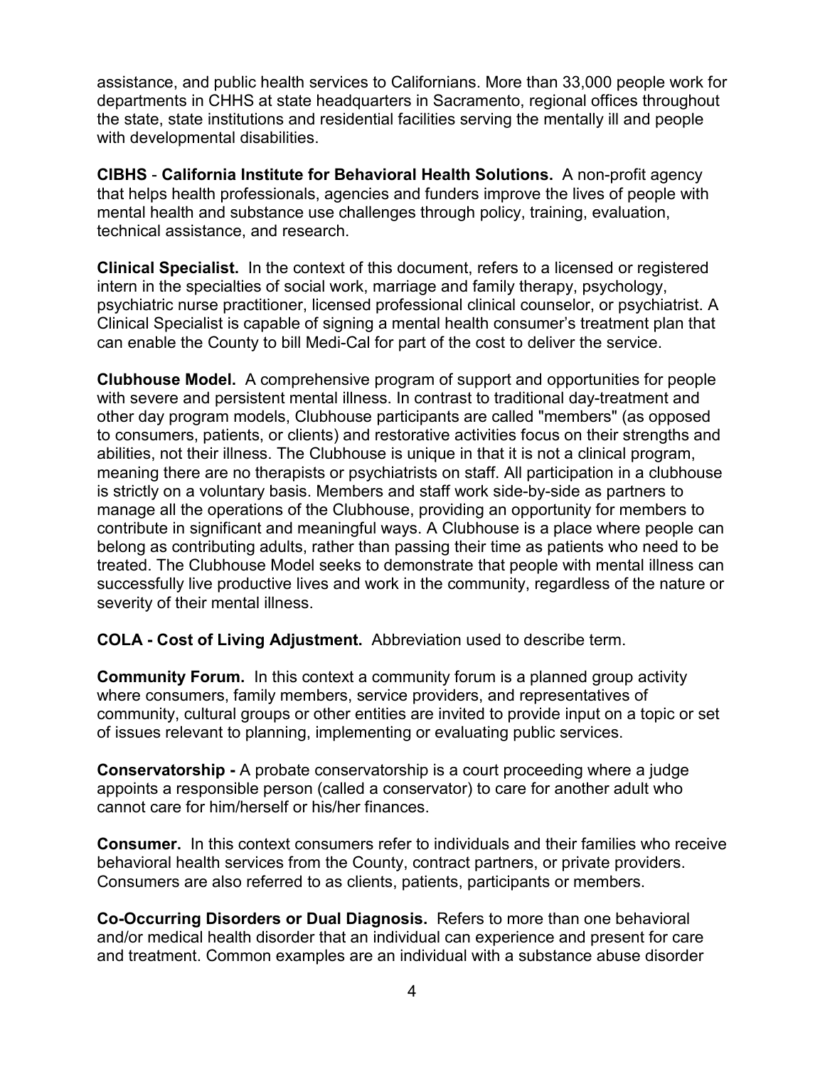assistance, and public health services to Californians. More than 33,000 people work for departments in CHHS at state headquarters in Sacramento, regional offices throughout the state, state institutions and residential facilities serving the mentally ill and people with developmental disabilities.

**CIBHS** - **California Institute for Behavioral Health Solutions.** A non-profit agency that helps health professionals, agencies and funders improve the lives of people with mental health and substance use challenges through policy, training, evaluation, technical assistance, and research.

**Clinical Specialist.** In the context of this document, refers to a licensed or registered intern in the specialties of social work, marriage and family therapy, psychology, psychiatric nurse practitioner, licensed professional clinical counselor, or psychiatrist. A Clinical Specialist is capable of signing a mental health consumer's treatment plan that can enable the County to bill Medi-Cal for part of the cost to deliver the service.

**Clubhouse Model.** A comprehensive program of support and opportunities for people with severe and persistent mental illness. In contrast to traditional day-treatment and other day program models, Clubhouse participants are called "members" (as opposed to consumers, patients, or clients) and restorative activities focus on their strengths and abilities, not their illness. The Clubhouse is unique in that it is not a clinical program, meaning there are no therapists or psychiatrists on staff. All participation in a clubhouse is strictly on a voluntary basis. Members and staff work side-by-side as partners to manage all the operations of the Clubhouse, providing an opportunity for members to contribute in significant and meaningful ways. A Clubhouse is a place where people can belong as contributing adults, rather than passing their time as patients who need to be treated. The Clubhouse Model seeks to demonstrate that people with mental illness can successfully live productive lives and work in the community, regardless of the nature or severity of their mental illness.

**COLA - Cost of Living Adjustment.** Abbreviation used to describe term.

**Community Forum.** In this context a community forum is a planned group activity where consumers, family members, service providers, and representatives of community, cultural groups or other entities are invited to provide input on a topic or set of issues relevant to planning, implementing or evaluating public services.

**Conservatorship -** A probate conservatorship is a court proceeding where a judge appoints a responsible person (called a conservator) to care for another adult who cannot care for him/herself or his/her finances.

**Consumer.** In this context consumers refer to individuals and their families who receive behavioral health services from the County, contract partners, or private providers. Consumers are also referred to as clients, patients, participants or members.

**Co-Occurring Disorders or Dual Diagnosis.** Refers to more than one behavioral and/or medical health disorder that an individual can experience and present for care and treatment. Common examples are an individual with a substance abuse disorder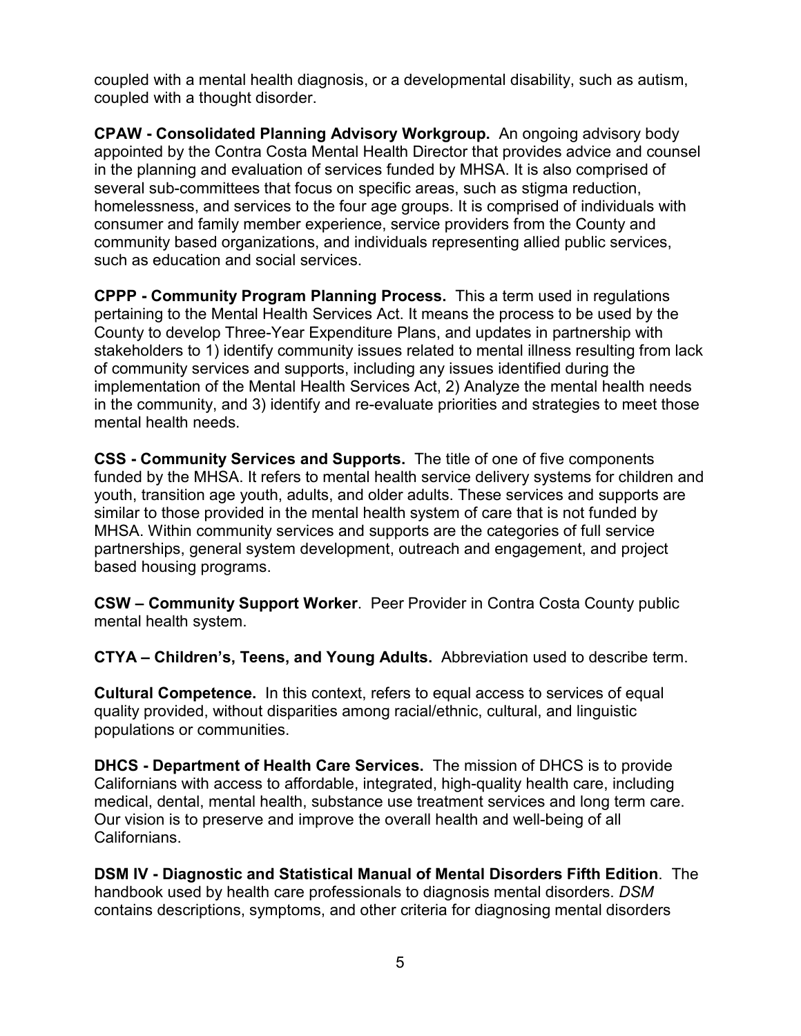coupled with a mental health diagnosis, or a developmental disability, such as autism, coupled with a thought disorder.

**CPAW - Consolidated Planning Advisory Workgroup.** An ongoing advisory body appointed by the Contra Costa Mental Health Director that provides advice and counsel in the planning and evaluation of services funded by MHSA. It is also comprised of several sub-committees that focus on specific areas, such as stigma reduction, homelessness, and services to the four age groups. It is comprised of individuals with consumer and family member experience, service providers from the County and community based organizations, and individuals representing allied public services, such as education and social services.

**CPPP - Community Program Planning Process.** This a term used in regulations pertaining to the Mental Health Services Act. It means the process to be used by the County to develop Three-Year Expenditure Plans, and updates in partnership with stakeholders to 1) identify community issues related to mental illness resulting from lack of community services and supports, including any issues identified during the implementation of the Mental Health Services Act, 2) Analyze the mental health needs in the community, and 3) identify and re-evaluate priorities and strategies to meet those mental health needs.

**CSS - Community Services and Supports.** The title of one of five components funded by the MHSA. It refers to mental health service delivery systems for children and youth, transition age youth, adults, and older adults. These services and supports are similar to those provided in the mental health system of care that is not funded by MHSA. Within community services and supports are the categories of full service partnerships, general system development, outreach and engagement, and project based housing programs.

**CSW – Community Support Worker**. Peer Provider in Contra Costa County public mental health system.

**CTYA – Children's, Teens, and Young Adults.** Abbreviation used to describe term.

**Cultural Competence.** In this context, refers to equal access to services of equal quality provided, without disparities among racial/ethnic, cultural, and linguistic populations or communities.

**DHCS - Department of Health Care Services.** The mission of DHCS is to provide Californians with access to affordable, integrated, high-quality health care, including medical, dental, mental health, substance use treatment services and long term care. Our vision is to preserve and improve the overall health and well-being of all Californians.

**DSM IV - Diagnostic and Statistical Manual of Mental Disorders Fifth Edition**. The handbook used by health care professionals to diagnosis mental disorders. *DSM* contains descriptions, symptoms, and other criteria for diagnosing mental disorders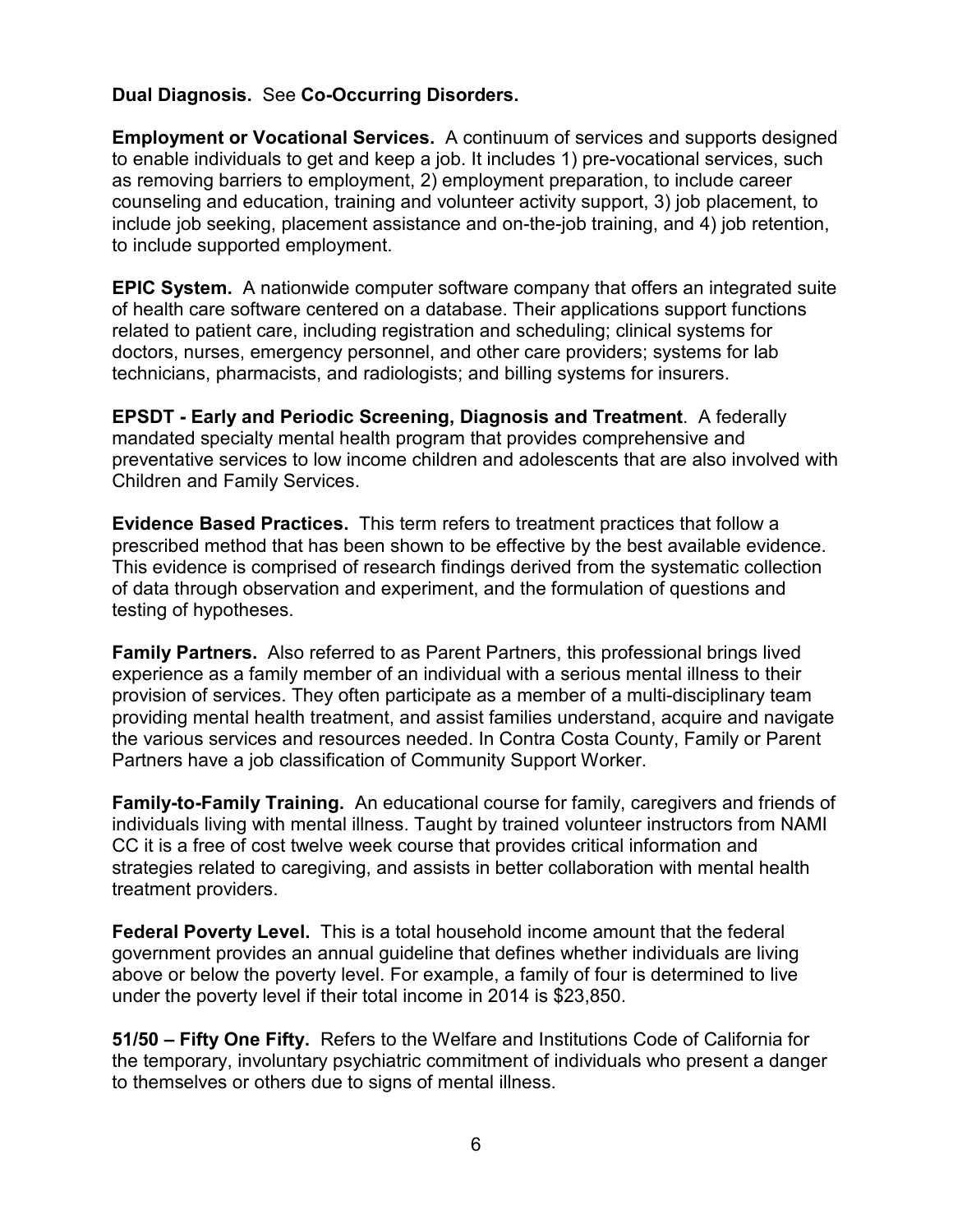**Dual Diagnosis.** See **Co-Occurring Disorders.**

**Employment or Vocational Services.** A continuum of services and supports designed to enable individuals to get and keep a job. It includes 1) pre-vocational services, such as removing barriers to employment, 2) employment preparation, to include career counseling and education, training and volunteer activity support, 3) job placement, to include job seeking, placement assistance and on-the-job training, and 4) job retention, to include supported employment.

**EPIC System.** A nationwide computer software company that offers an integrated suite of health care software centered on a database. Their applications support functions related to patient care, including registration and scheduling; clinical systems for doctors, nurses, emergency personnel, and other care providers; systems for lab technicians, pharmacists, and radiologists; and billing systems for insurers.

**EPSDT - Early and Periodic Screening, Diagnosis and Treatment**. A federally mandated specialty mental health program that provides comprehensive and preventative services to low income children and adolescents that are also involved with Children and Family Services.

**Evidence Based Practices.** This term refers to treatment practices that follow a prescribed method that has been shown to be effective by the best available evidence. This evidence is comprised of research findings derived from the systematic collection of data through observation and experiment, and the formulation of questions and testing of hypotheses.

**Family Partners.** Also referred to as Parent Partners, this professional brings lived experience as a family member of an individual with a serious mental illness to their provision of services. They often participate as a member of a multi-disciplinary team providing mental health treatment, and assist families understand, acquire and navigate the various services and resources needed. In Contra Costa County, Family or Parent Partners have a job classification of Community Support Worker.

**Family-to-Family Training.** An educational course for family, caregivers and friends of individuals living with mental illness. Taught by trained volunteer instructors from NAMI CC it is a free of cost twelve week course that provides critical information and strategies related to caregiving, and assists in better collaboration with mental health treatment providers.

**Federal Poverty Level.** This is a total household income amount that the federal government provides an annual guideline that defines whether individuals are living above or below the poverty level. For example, a family of four is determined to live under the poverty level if their total income in 2014 is $23,850.

**51/50 – Fifty One Fifty.** Refers to the Welfare and Institutions Code of California for the temporary, involuntary psychiatric commitment of individuals who present a danger to themselves or others due to signs of mental illness.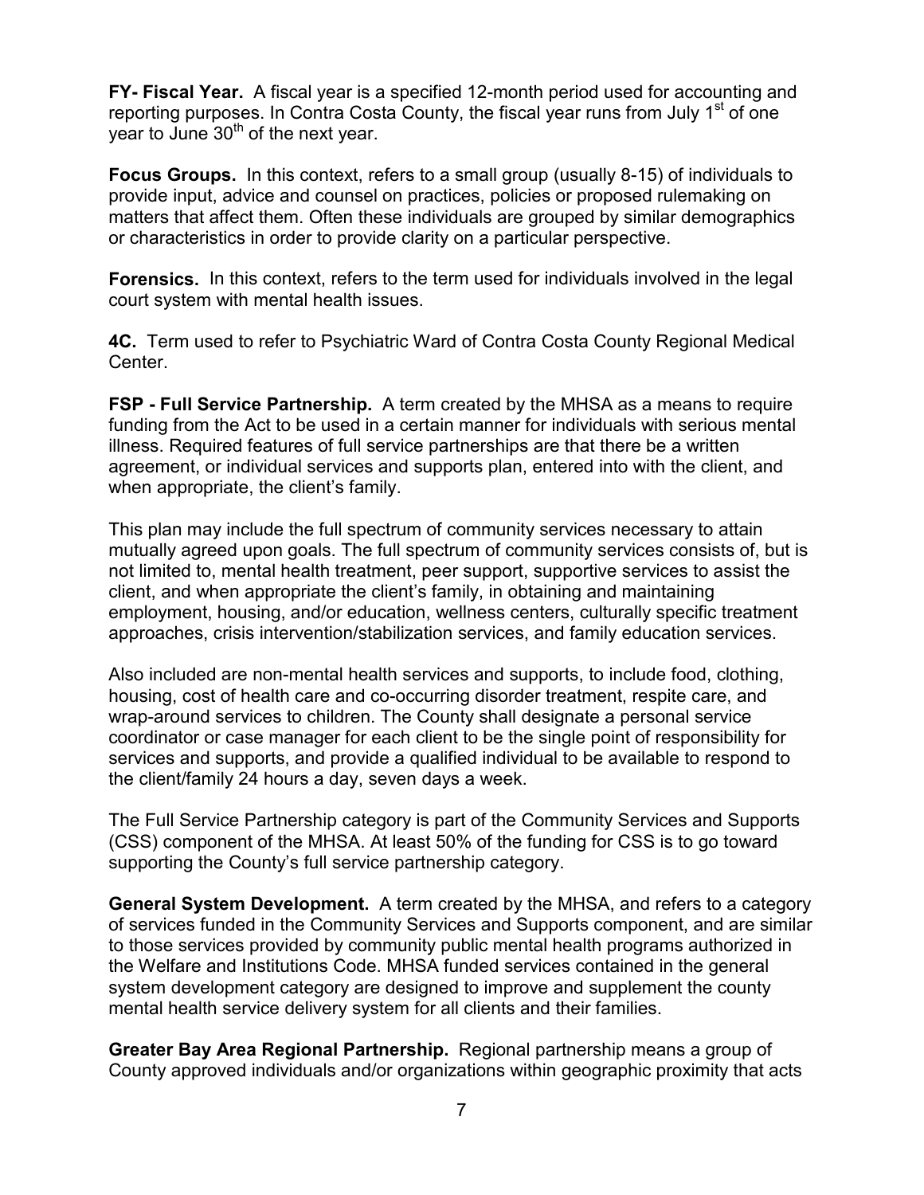**FY- Fiscal Year.** A fiscal year is a specified 12-month period used for accounting and reporting purposes. In Contra Costa County, the fiscal year runs from July 1st of one year to June 30th of the next year.

**Focus Groups.** In this context, refers to a small group (usually 8-15) of individuals to provide input, advice and counsel on practices, policies or proposed rulemaking on matters that affect them. Often these individuals are grouped by similar demographics or characteristics in order to provide clarity on a particular perspective.

**Forensics.** In this context, refers to the term used for individuals involved in the legal court system with mental health issues.

**4C.** Term used to refer to Psychiatric Ward of Contra Costa County Regional Medical Center.

**FSP - Full Service Partnership.** A term created by the MHSA as a means to require funding from the Act to be used in a certain manner for individuals with serious mental illness. Required features of full service partnerships are that there be a written agreement, or individual services and supports plan, entered into with the client, and when appropriate, the client's family.

This plan may include the full spectrum of community services necessary to attain mutually agreed upon goals. The full spectrum of community services consists of, but is not limited to, mental health treatment, peer support, supportive services to assist the client, and when appropriate the client's family, in obtaining and maintaining employment, housing, and/or education, wellness centers, culturally specific treatment approaches, crisis intervention/stabilization services, and family education services.

Also included are non-mental health services and supports, to include food, clothing, housing, cost of health care and co-occurring disorder treatment, respite care, and wrap-around services to children. The County shall designate a personal service coordinator or case manager for each client to be the single point of responsibility for services and supports, and provide a qualified individual to be available to respond to the client/family 24 hours a day, seven days a week.

The Full Service Partnership category is part of the Community Services and Supports (CSS) component of the MHSA. At least 50% of the funding for CSS is to go toward supporting the County's full service partnership category.

**General System Development.** A term created by the MHSA, and refers to a category of services funded in the Community Services and Supports component, and are similar to those services provided by community public mental health programs authorized in the Welfare and Institutions Code. MHSA funded services contained in the general system development category are designed to improve and supplement the county mental health service delivery system for all clients and their families.

**Greater Bay Area Regional Partnership.** Regional partnership means a group of County approved individuals and/or organizations within geographic proximity that acts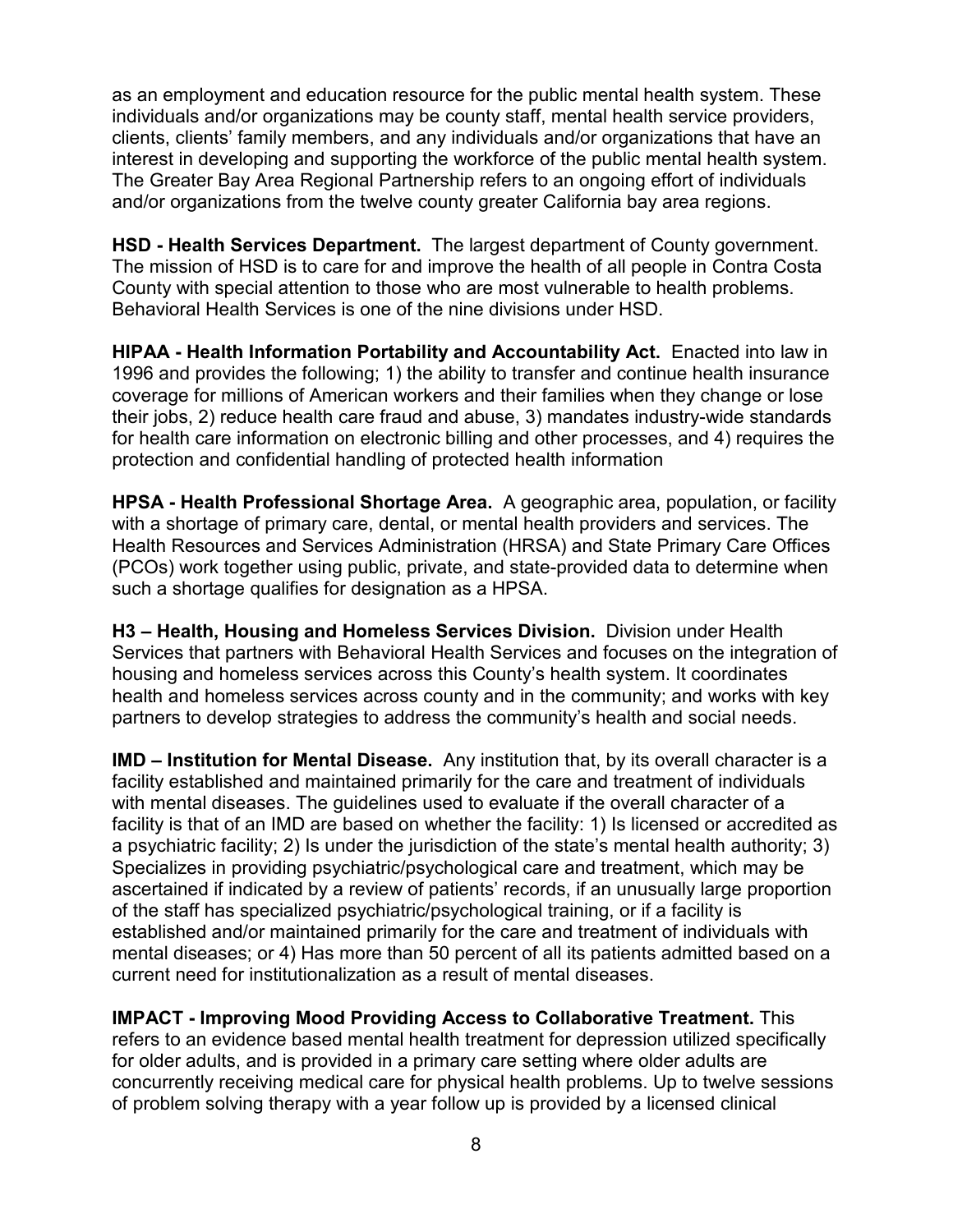as an employment and education resource for the public mental health system. These individuals and/or organizations may be county staff, mental health service providers, clients, clients' family members, and any individuals and/or organizations that have an interest in developing and supporting the workforce of the public mental health system. The Greater Bay Area Regional Partnership refers to an ongoing effort of individuals and/or organizations from the twelve county greater California bay area regions.

**HSD - Health Services Department.** The largest department of County government. The mission of HSD is to care for and improve the health of all people in Contra Costa County with special attention to those who are most vulnerable to health problems. Behavioral Health Services is one of the nine divisions under HSD.

**HIPAA - Health Information Portability and Accountability Act.** Enacted into law in 1996 and provides the following; 1) the ability to transfer and continue health insurance coverage for millions of American workers and their families when they change or lose their jobs, 2) reduce health care fraud and abuse, 3) mandates industry-wide standards for health care information on electronic billing and other processes, and 4) requires the protection and confidential handling of protected health information

**HPSA - Health Professional Shortage Area.** A geographic area, population, or facility with a shortage of primary care, dental, or mental health providers and services. The Health Resources and Services Administration (HRSA) and State Primary Care Offices (PCOs) work together using public, private, and state-provided data to determine when such a shortage qualifies for designation as a HPSA.

**H3 – Health, Housing and Homeless Services Division.** Division under Health Services that partners with Behavioral Health Services and focuses on the integration of housing and homeless services across this County's health system. It coordinates health and homeless services across county and in the community; and works with key partners to develop strategies to address the community's health and social needs.

**IMD – Institution for Mental Disease.** Any institution that, by its overall character is a facility established and maintained primarily for the care and treatment of individuals with mental diseases. The guidelines used to evaluate if the overall character of a facility is that of an IMD are based on whether the facility: 1) Is licensed or accredited as a psychiatric facility; 2) Is under the jurisdiction of the state's mental health authority; 3) Specializes in providing psychiatric/psychological care and treatment, which may be ascertained if indicated by a review of patients' records, if an unusually large proportion of the staff has specialized psychiatric/psychological training, or if a facility is established and/or maintained primarily for the care and treatment of individuals with mental diseases; or 4) Has more than 50 percent of all its patients admitted based on a current need for institutionalization as a result of mental diseases.

**IMPACT - Improving Mood Providing Access to Collaborative Treatment.** This refers to an evidence based mental health treatment for depression utilized specifically for older adults, and is provided in a primary care setting where older adults are concurrently receiving medical care for physical health problems. Up to twelve sessions of problem solving therapy with a year follow up is provided by a licensed clinical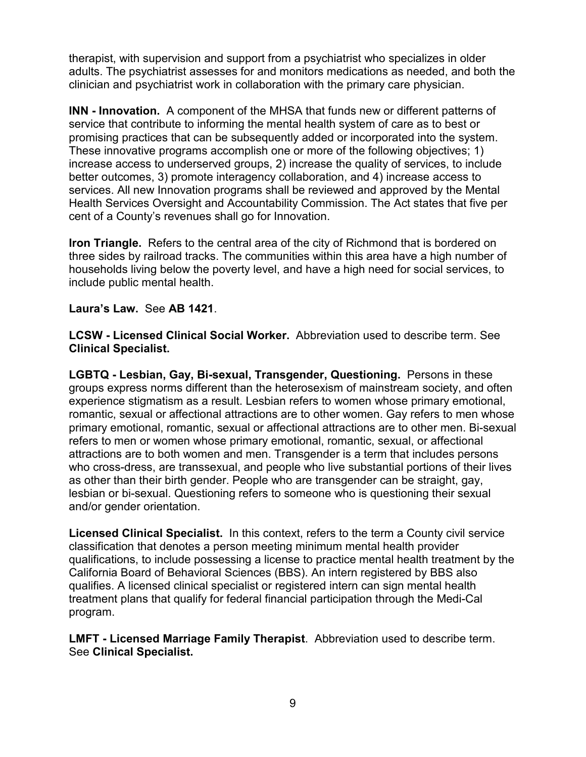therapist, with supervision and support from a psychiatrist who specializes in older adults. The psychiatrist assesses for and monitors medications as needed, and both the clinician and psychiatrist work in collaboration with the primary care physician.

**INN - Innovation.** A component of the MHSA that funds new or different patterns of service that contribute to informing the mental health system of care as to best or promising practices that can be subsequently added or incorporated into the system. These innovative programs accomplish one or more of the following objectives; 1) increase access to underserved groups, 2) increase the quality of services, to include better outcomes, 3) promote interagency collaboration, and 4) increase access to services. All new Innovation programs shall be reviewed and approved by the Mental Health Services Oversight and Accountability Commission. The Act states that five per cent of a County's revenues shall go for Innovation.

**Iron Triangle.** Refers to the central area of the city of Richmond that is bordered on three sides by railroad tracks. The communities within this area have a high number of households living below the poverty level, and have a high need for social services, to include public mental health.

**Laura's Law.** See **AB 1421**.

**LCSW - Licensed Clinical Social Worker.** Abbreviation used to describe term. See **Clinical Specialist.**

**LGBTQ - Lesbian, Gay, Bi-sexual, Transgender, Questioning.** Persons in these groups express norms different than the heterosexism of mainstream society, and often experience stigmatism as a result. Lesbian refers to women whose primary emotional, romantic, sexual or affectional attractions are to other women. Gay refers to men whose primary emotional, romantic, sexual or affectional attractions are to other men. Bi-sexual refers to men or women whose primary emotional, romantic, sexual, or affectional attractions are to both women and men. Transgender is a term that includes persons who cross-dress, are transsexual, and people who live substantial portions of their lives as other than their birth gender. People who are transgender can be straight, gay, lesbian or bi-sexual. Questioning refers to someone who is questioning their sexual and/or gender orientation.

**Licensed Clinical Specialist.** In this context, refers to the term a County civil service classification that denotes a person meeting minimum mental health provider qualifications, to include possessing a license to practice mental health treatment by the California Board of Behavioral Sciences (BBS). An intern registered by BBS also qualifies. A licensed clinical specialist or registered intern can sign mental health treatment plans that qualify for federal financial participation through the Medi-Cal program.

**LMFT - Licensed Marriage Family Therapist**. Abbreviation used to describe term. See **Clinical Specialist.**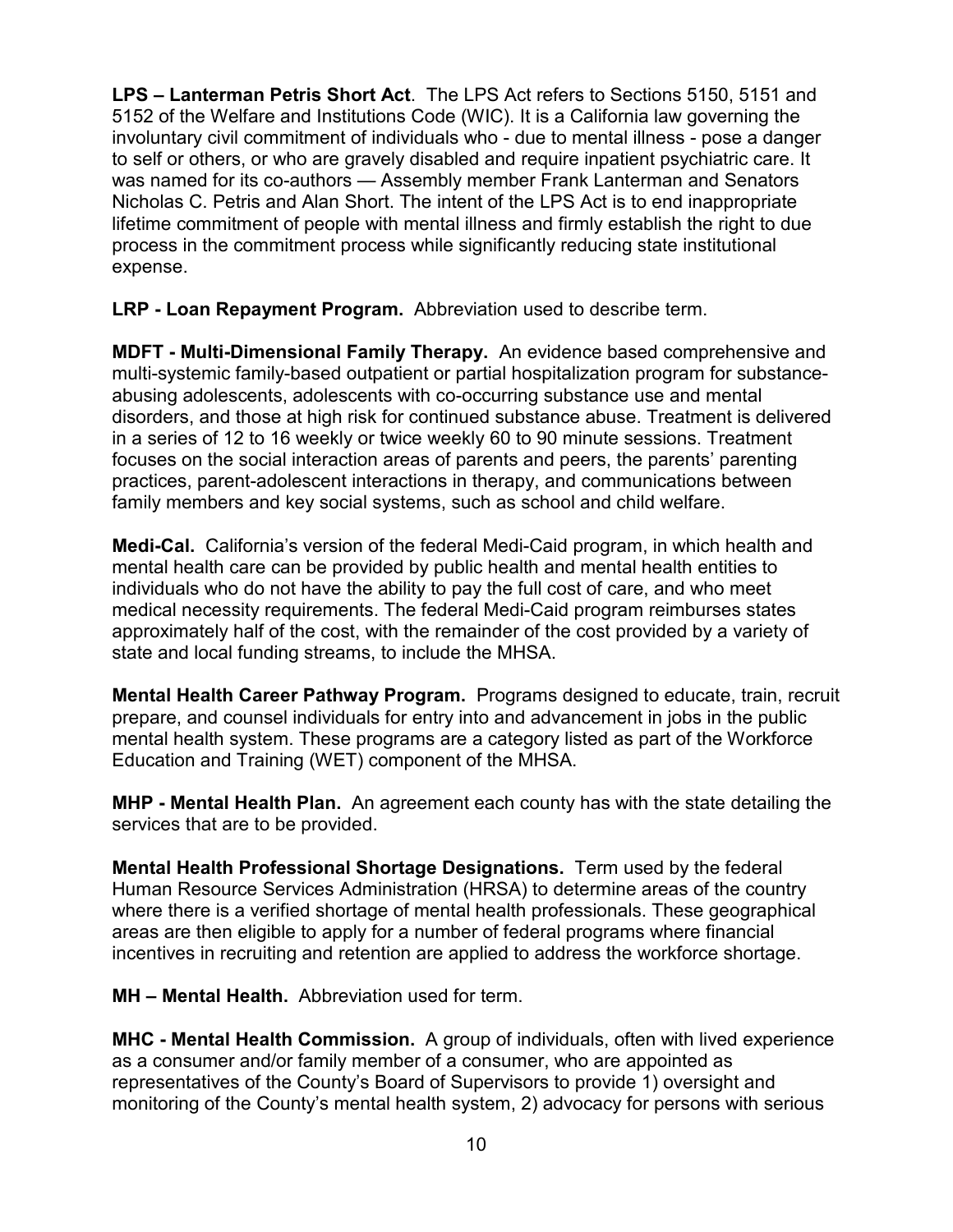**LPS – Lanterman Petris Short Act**. The LPS Act refers to Sections 5150, 5151 and 5152 of the Welfare and Institutions Code (WIC). It is a California law governing the involuntary civil commitment of individuals who - due to mental illness - pose a danger to self or others, or who are gravely disabled and require inpatient psychiatric care. It was named for its co-authors — Assembly member Frank Lanterman and Senators Nicholas C. Petris and Alan Short. The intent of the LPS Act is to end inappropriate lifetime commitment of people with mental illness and firmly establish the right to due process in the commitment process while significantly reducing state institutional expense.

**LRP - Loan Repayment Program.** Abbreviation used to describe term.

**MDFT - Multi-Dimensional Family Therapy.** An evidence based comprehensive and multi-systemic family-based outpatient or partial hospitalization program for substance-abusing adolescents, adolescents with co-occurring substance use and mental disorders, and those at high risk for continued substance abuse. Treatment is delivered in a series of 12 to 16 weekly or twice weekly 60 to 90 minute sessions. Treatment focuses on the social interaction areas of parents and peers, the parents' parenting practices, parent-adolescent interactions in therapy, and communications between family members and key social systems, such as school and child welfare.

**Medi-Cal.** California's version of the federal Medi-Caid program, in which health and mental health care can be provided by public health and mental health entities to individuals who do not have the ability to pay the full cost of care, and who meet medical necessity requirements. The federal Medi-Caid program reimburses states approximately half of the cost, with the remainder of the cost provided by a variety of state and local funding streams, to include the MHSA.

**Mental Health Career Pathway Program.** Programs designed to educate, train, recruit prepare, and counsel individuals for entry into and advancement in jobs in the public mental health system. These programs are a category listed as part of the Workforce Education and Training (WET) component of the MHSA.

**MHP - Mental Health Plan.** An agreement each county has with the state detailing the services that are to be provided.

**Mental Health Professional Shortage Designations.** Term used by the federal Human Resource Services Administration (HRSA) to determine areas of the country where there is a verified shortage of mental health professionals. These geographical areas are then eligible to apply for a number of federal programs where financial incentives in recruiting and retention are applied to address the workforce shortage.

**MH – Mental Health.** Abbreviation used for term.

**MHC - Mental Health Commission.** A group of individuals, often with lived experience as a consumer and/or family member of a consumer, who are appointed as representatives of the County's Board of Supervisors to provide 1) oversight and monitoring of the County's mental health system, 2) advocacy for persons with serious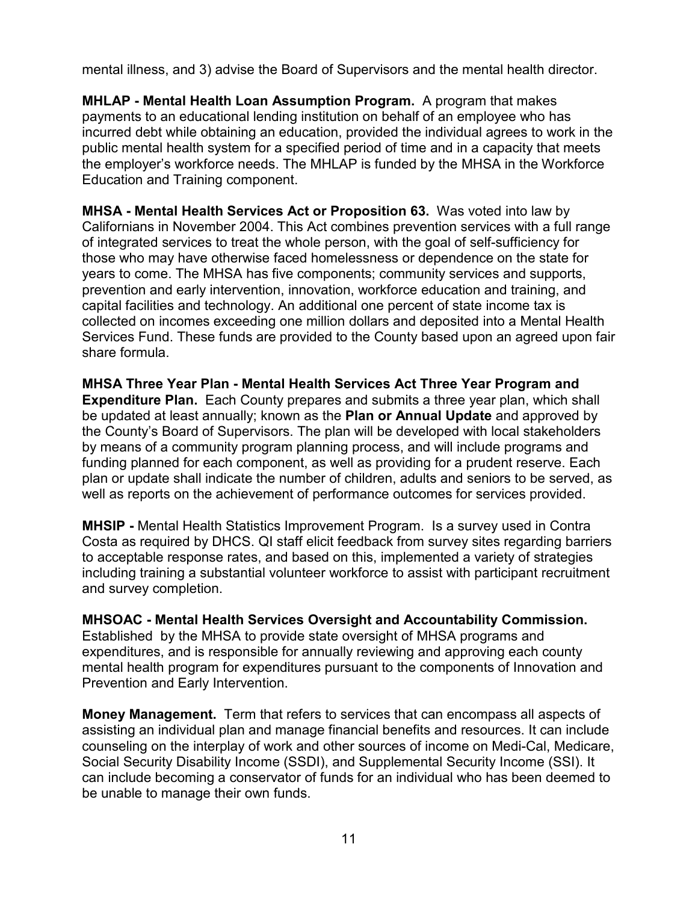mental illness, and 3) advise the Board of Supervisors and the mental health director.

**MHLAP - Mental Health Loan Assumption Program.** A program that makes payments to an educational lending institution on behalf of an employee who has incurred debt while obtaining an education, provided the individual agrees to work in the public mental health system for a specified period of time and in a capacity that meets the employer's workforce needs. The MHLAP is funded by the MHSA in the Workforce Education and Training component.

**MHSA - Mental Health Services Act or Proposition 63.** Was voted into law by Californians in November 2004. This Act combines prevention services with a full range of integrated services to treat the whole person, with the goal of self-sufficiency for those who may have otherwise faced homelessness or dependence on the state for years to come. The MHSA has five components; community services and supports, prevention and early intervention, innovation, workforce education and training, and capital facilities and technology. An additional one percent of state income tax is collected on incomes exceeding one million dollars and deposited into a Mental Health Services Fund. These funds are provided to the County based upon an agreed upon fair share formula.

**MHSA Three Year Plan - Mental Health Services Act Three Year Program and Expenditure Plan.** Each County prepares and submits a three year plan, which shall be updated at least annually; known as the **Plan or Annual Update** and approved by the County's Board of Supervisors. The plan will be developed with local stakeholders by means of a community program planning process, and will include programs and funding planned for each component, as well as providing for a prudent reserve. Each plan or update shall indicate the number of children, adults and seniors to be served, as well as reports on the achievement of performance outcomes for services provided.

**MHSIP -** Mental Health Statistics Improvement Program. Is a survey used in Contra Costa as required by DHCS. QI staff elicit feedback from survey sites regarding barriers to acceptable response rates, and based on this, implemented a variety of strategies including training a substantial volunteer workforce to assist with participant recruitment and survey completion.

**MHSOAC - Mental Health Services Oversight and Accountability Commission.** Established by the MHSA to provide state oversight of MHSA programs and expenditures, and is responsible for annually reviewing and approving each county mental health program for expenditures pursuant to the components of Innovation and Prevention and Early Intervention.

**Money Management.** Term that refers to services that can encompass all aspects of assisting an individual plan and manage financial benefits and resources. It can include counseling on the interplay of work and other sources of income on Medi-Cal, Medicare, Social Security Disability Income (SSDI), and Supplemental Security Income (SSI). It can include becoming a conservator of funds for an individual who has been deemed to be unable to manage their own funds.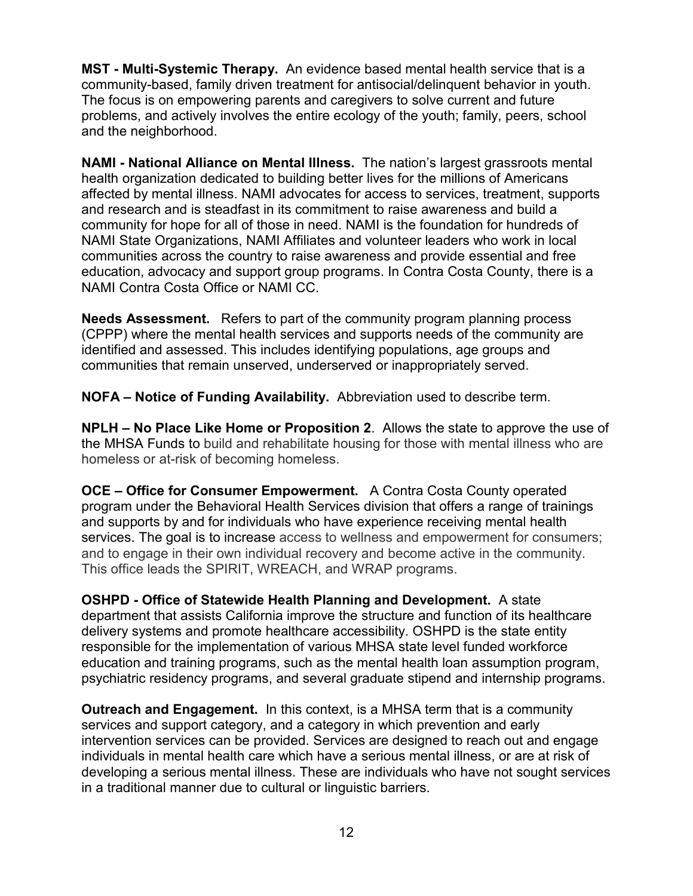**MST - Multi-Systemic Therapy.** An evidence based mental health service that is a community-based, family driven treatment for antisocial/delinquent behavior in youth. The focus is on empowering parents and caregivers to solve current and future problems, and actively involves the entire ecology of the youth; family, peers, school and the neighborhood.

**NAMI - National Alliance on Mental Illness.** The nation's largest grassroots mental health organization dedicated to building better lives for the millions of Americans affected by mental illness. NAMI advocates for access to services, treatment, supports and research and is steadfast in its commitment to raise awareness and build a community for hope for all of those in need. NAMI is the foundation for hundreds of NAMI State Organizations, NAMI Affiliates and volunteer leaders who work in local communities across the country to raise awareness and provide essential and free education, advocacy and support group programs. In Contra Costa County, there is a NAMI Contra Costa Office or NAMI CC.

**Needs Assessment.** Refers to part of the community program planning process (CPPP) where the mental health services and supports needs of the community are identified and assessed. This includes identifying populations, age groups and communities that remain unserved, underserved or inappropriately served.

**NOFA – Notice of Funding Availability.** Abbreviation used to describe term.

**NPLH – No Place Like Home or Proposition 2**. Allows the state to approve the use of the MHSA Funds to build and rehabilitate housing for those with mental illness who are homeless or at-risk of becoming homeless.

**OCE – Office for Consumer Empowerment.** A Contra Costa County operated program under the Behavioral Health Services division that offers a range of trainings and supports by and for individuals who have experience receiving mental health services. The goal is to increase access to wellness and empowerment for consumers; and to engage in their own individual recovery and become active in the community. This office leads the SPIRIT, WREACH, and WRAP programs.

**OSHPD - Office of Statewide Health Planning and Development.** A state department that assists California improve the structure and function of its healthcare delivery systems and promote healthcare accessibility. OSHPD is the state entity responsible for the implementation of various MHSA state level funded workforce education and training programs, such as the mental health loan assumption program, psychiatric residency programs, and several graduate stipend and internship programs.

**Outreach and Engagement.** In this context, is a MHSA term that is a community services and support category, and a category in which prevention and early intervention services can be provided. Services are designed to reach out and engage individuals in mental health care which have a serious mental illness, or are at risk of developing a serious mental illness. These are individuals who have not sought services in a traditional manner due to cultural or linguistic barriers.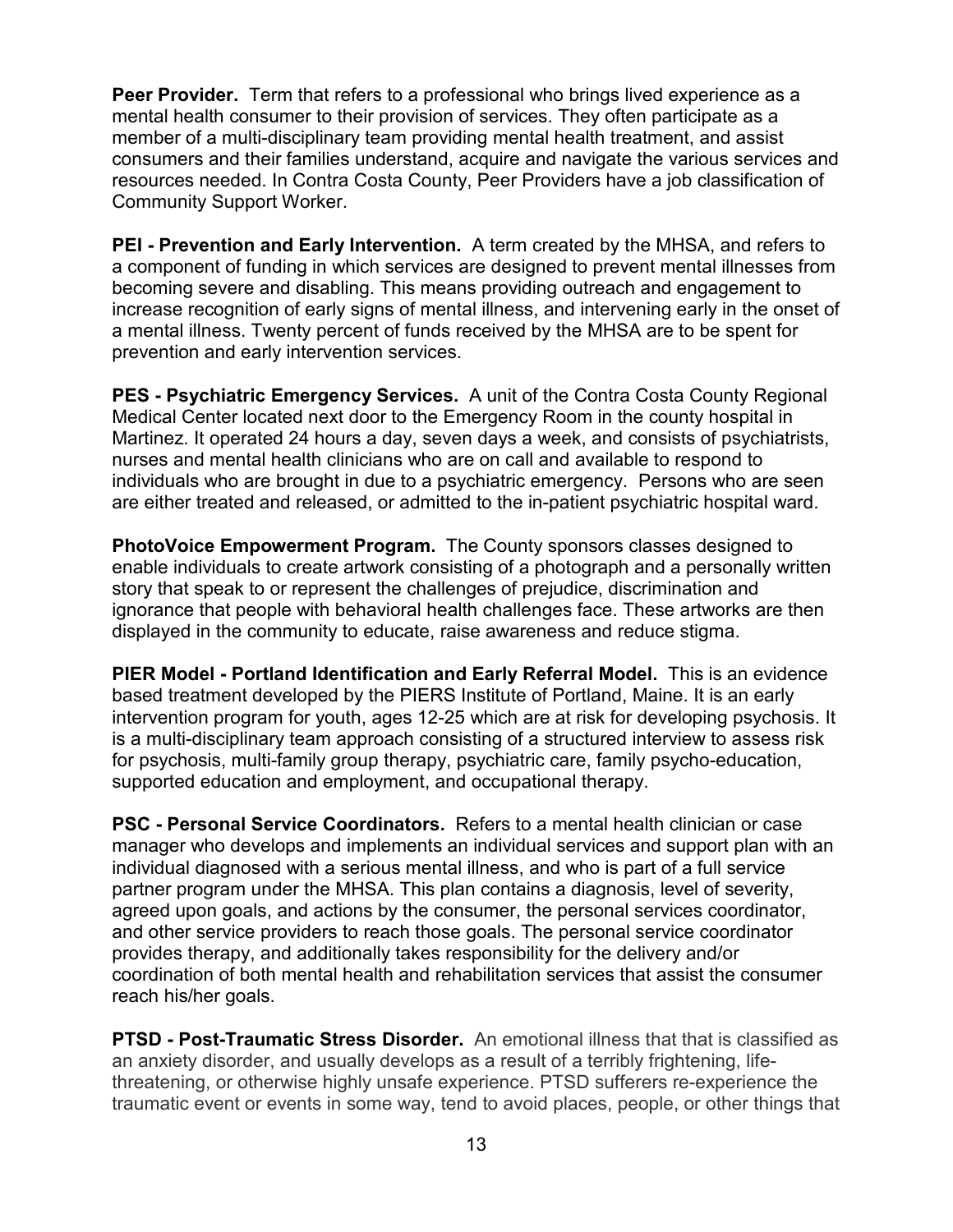**Peer Provider.** Term that refers to a professional who brings lived experience as a mental health consumer to their provision of services. They often participate as a member of a multi-disciplinary team providing mental health treatment, and assist consumers and their families understand, acquire and navigate the various services and resources needed. In Contra Costa County, Peer Providers have a job classification of Community Support Worker.

**PEI - Prevention and Early Intervention.** A term created by the MHSA, and refers to a component of funding in which services are designed to prevent mental illnesses from becoming severe and disabling. This means providing outreach and engagement to increase recognition of early signs of mental illness, and intervening early in the onset of a mental illness. Twenty percent of funds received by the MHSA are to be spent for prevention and early intervention services.

**PES - Psychiatric Emergency Services.** A unit of the Contra Costa County Regional Medical Center located next door to the Emergency Room in the county hospital in Martinez. It operated 24 hours a day, seven days a week, and consists of psychiatrists, nurses and mental health clinicians who are on call and available to respond to individuals who are brought in due to a psychiatric emergency. Persons who are seen are either treated and released, or admitted to the in-patient psychiatric hospital ward.

**PhotoVoice Empowerment Program.** The County sponsors classes designed to enable individuals to create artwork consisting of a photograph and a personally written story that speak to or represent the challenges of prejudice, discrimination and ignorance that people with behavioral health challenges face. These artworks are then displayed in the community to educate, raise awareness and reduce stigma.

**PIER Model - Portland Identification and Early Referral Model.** This is an evidence based treatment developed by the PIERS Institute of Portland, Maine. It is an early intervention program for youth, ages 12-25 which are at risk for developing psychosis. It is a multi-disciplinary team approach consisting of a structured interview to assess risk for psychosis, multi-family group therapy, psychiatric care, family psycho-education, supported education and employment, and occupational therapy.

**PSC - Personal Service Coordinators.** Refers to a mental health clinician or case manager who develops and implements an individual services and support plan with an individual diagnosed with a serious mental illness, and who is part of a full service partner program under the MHSA. This plan contains a diagnosis, level of severity, agreed upon goals, and actions by the consumer, the personal services coordinator, and other service providers to reach those goals. The personal service coordinator provides therapy, and additionally takes responsibility for the delivery and/or coordination of both mental health and rehabilitation services that assist the consumer reach his/her goals.

**PTSD - Post-Traumatic Stress Disorder.** An emotional illness that that is classified as an anxiety disorder, and usually develops as a result of a terribly frightening, life-threatening, or otherwise highly unsafe experience. PTSD sufferers re-experience the traumatic event or events in some way, tend to avoid places, people, or other things that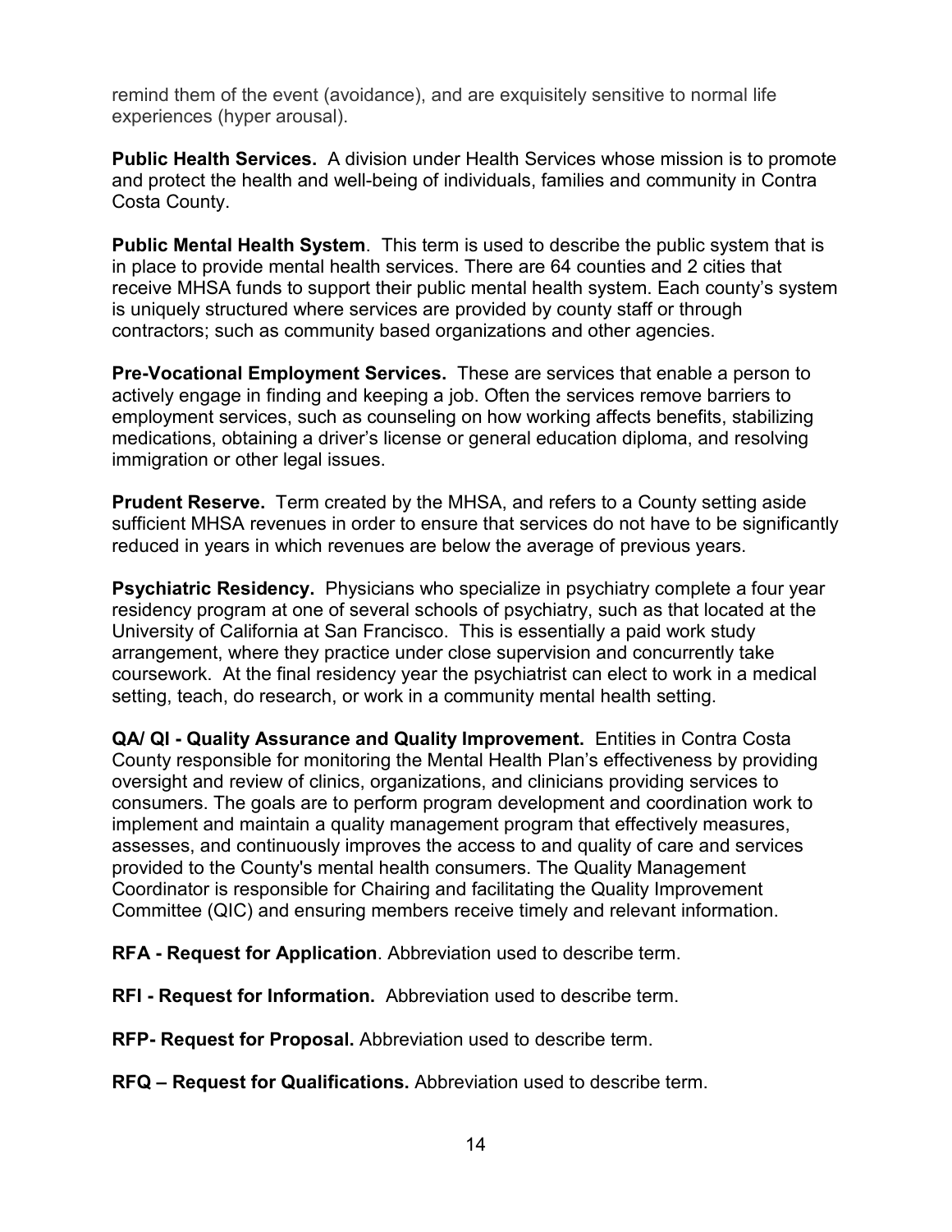remind them of the event (avoidance), and are exquisitely sensitive to normal life experiences (hyper arousal).

**Public Health Services.** A division under Health Services whose mission is to promote and protect the health and well-being of individuals, families and community in Contra Costa County.

**Public Mental Health System**. This term is used to describe the public system that is in place to provide mental health services. There are 64 counties and 2 cities that receive MHSA funds to support their public mental health system. Each county's system is uniquely structured where services are provided by county staff or through contractors; such as community based organizations and other agencies.

**Pre-Vocational Employment Services.** These are services that enable a person to actively engage in finding and keeping a job. Often the services remove barriers to employment services, such as counseling on how working affects benefits, stabilizing medications, obtaining a driver's license or general education diploma, and resolving immigration or other legal issues.

**Prudent Reserve.** Term created by the MHSA, and refers to a County setting aside sufficient MHSA revenues in order to ensure that services do not have to be significantly reduced in years in which revenues are below the average of previous years.

**Psychiatric Residency.** Physicians who specialize in psychiatry complete a four year residency program at one of several schools of psychiatry, such as that located at the University of California at San Francisco. This is essentially a paid work study arrangement, where they practice under close supervision and concurrently take coursework. At the final residency year the psychiatrist can elect to work in a medical setting, teach, do research, or work in a community mental health setting.

**QA/ QI - Quality Assurance and Quality Improvement.** Entities in Contra Costa County responsible for monitoring the Mental Health Plan's effectiveness by providing oversight and review of clinics, organizations, and clinicians providing services to consumers. The goals are to perform program development and coordination work to implement and maintain a quality management program that effectively measures, assesses, and continuously improves the access to and quality of care and services provided to the County's mental health consumers. The Quality Management Coordinator is responsible for Chairing and facilitating the Quality Improvement Committee (QIC) and ensuring members receive timely and relevant information.

**RFA - Request for Application**. Abbreviation used to describe term.

**RFI - Request for Information.** Abbreviation used to describe term.

**RFP- Request for Proposal.** Abbreviation used to describe term.

**RFQ – Request for Qualifications.** Abbreviation used to describe term.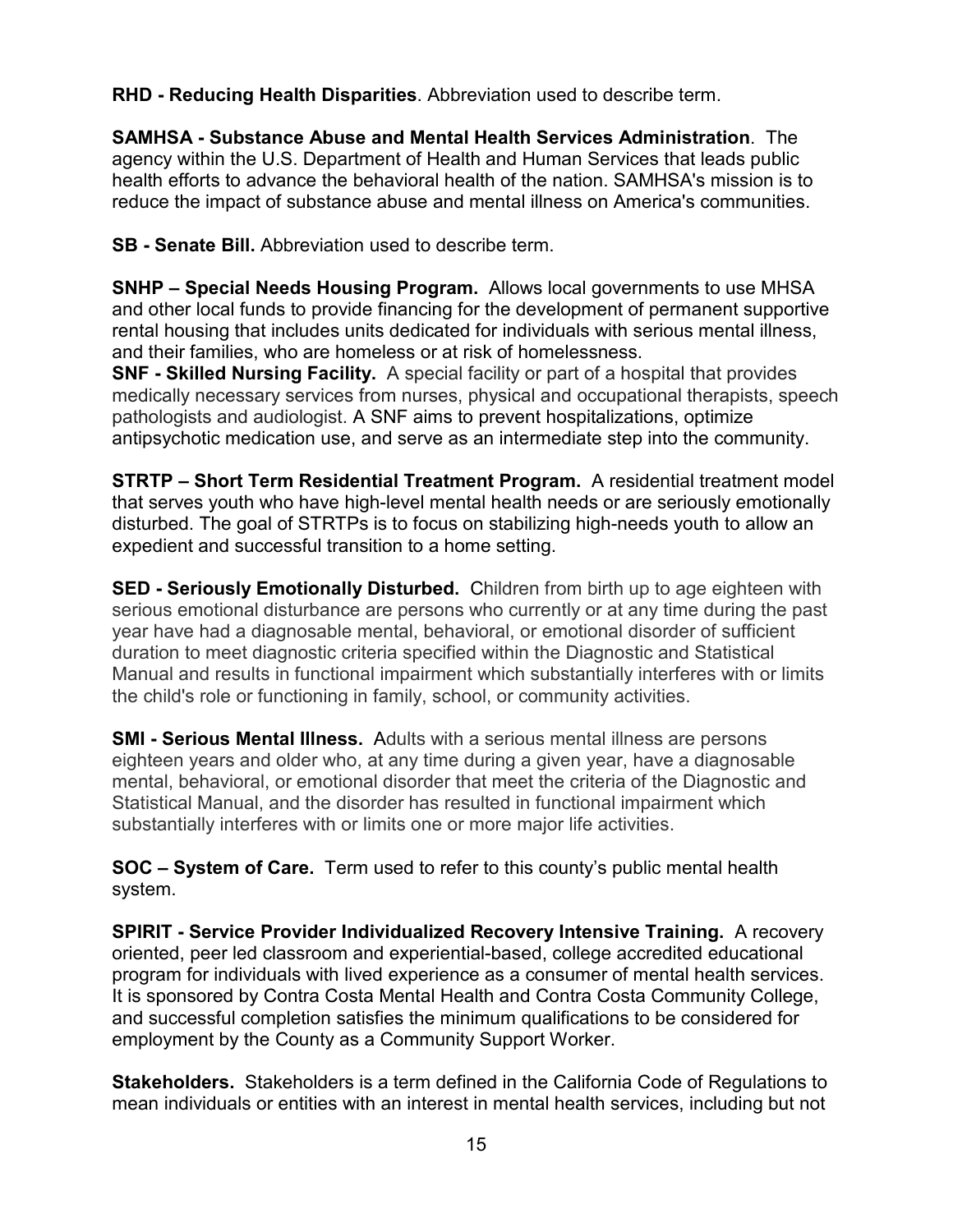**RHD - Reducing Health Disparities**. Abbreviation used to describe term.

**SAMHSA - Substance Abuse and Mental Health Services Administration**. The agency within the U.S. Department of Health and Human Services that leads public health efforts to advance the behavioral health of the nation. SAMHSA's mission is to reduce the impact of substance abuse and mental illness on America's communities.

**SB - Senate Bill.** Abbreviation used to describe term.

**SNHP – Special Needs Housing Program.** Allows local governments to use MHSA and other local funds to provide financing for the development of permanent supportive rental housing that includes units dedicated for individuals with serious mental illness, and their families, who are homeless or at risk of homelessness.

**SNF - Skilled Nursing Facility.** A special facility or part of a hospital that provides medically necessary services from nurses, physical and occupational therapists, speech pathologists and audiologist. A SNF aims to prevent hospitalizations, optimize antipsychotic medication use, and serve as an intermediate step into the community.

**STRTP – Short Term Residential Treatment Program.** A residential treatment model that serves youth who have high-level mental health needs or are seriously emotionally disturbed. The goal of STRTPs is to focus on stabilizing high-needs youth to allow an expedient and successful transition to a home setting.

**SED - Seriously Emotionally Disturbed.** Children from birth up to age eighteen with serious emotional disturbance are persons who currently or at any time during the past year have had a diagnosable mental, behavioral, or emotional disorder of sufficient duration to meet diagnostic criteria specified within the Diagnostic and Statistical Manual and results in functional impairment which substantially interferes with or limits the child's role or functioning in family, school, or community activities.

**SMI - Serious Mental Illness.** Adults with a serious mental illness are persons eighteen years and older who, at any time during a given year, have a diagnosable mental, behavioral, or emotional disorder that meet the criteria of the Diagnostic and Statistical Manual, and the disorder has resulted in functional impairment which substantially interferes with or limits one or more major life activities.

**SOC – System of Care.** Term used to refer to this county's public mental health system.

**SPIRIT - Service Provider Individualized Recovery Intensive Training.** A recovery oriented, peer led classroom and experiential-based, college accredited educational program for individuals with lived experience as a consumer of mental health services. It is sponsored by Contra Costa Mental Health and Contra Costa Community College, and successful completion satisfies the minimum qualifications to be considered for employment by the County as a Community Support Worker.

**Stakeholders.** Stakeholders is a term defined in the California Code of Regulations to mean individuals or entities with an interest in mental health services, including but not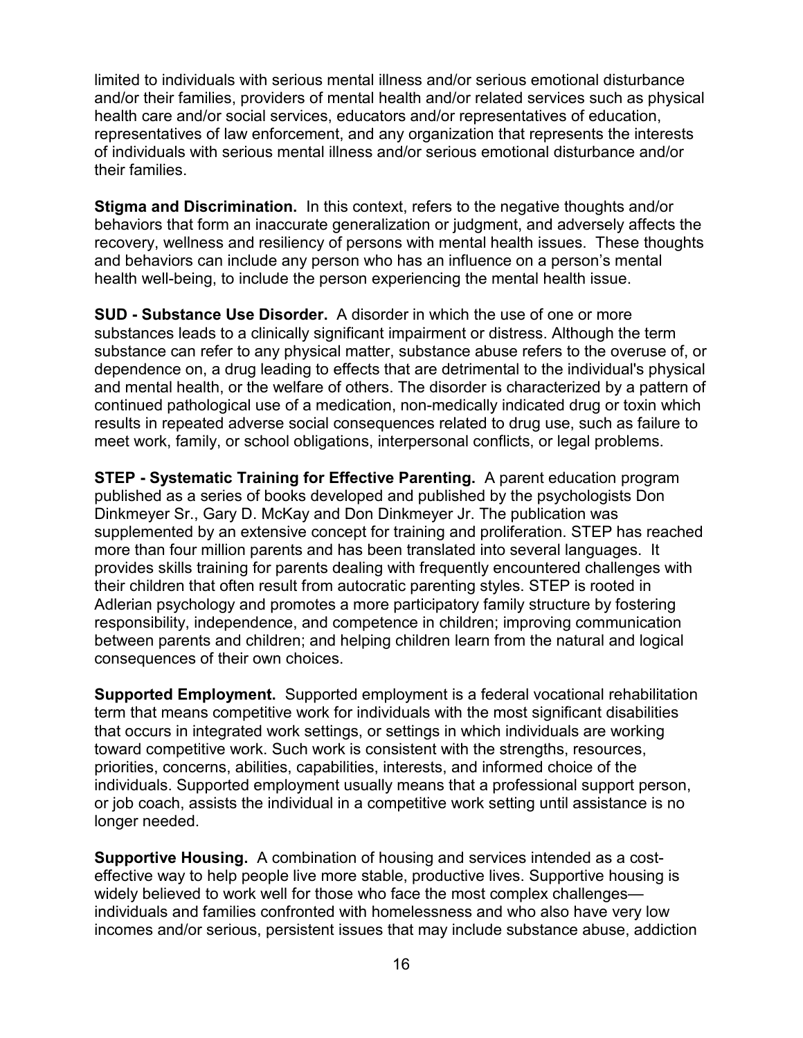limited to individuals with serious mental illness and/or serious emotional disturbance and/or their families, providers of mental health and/or related services such as physical health care and/or social services, educators and/or representatives of education, representatives of law enforcement, and any organization that represents the interests of individuals with serious mental illness and/or serious emotional disturbance and/or their families.

**Stigma and Discrimination.** In this context, refers to the negative thoughts and/or behaviors that form an inaccurate generalization or judgment, and adversely affects the recovery, wellness and resiliency of persons with mental health issues. These thoughts and behaviors can include any person who has an influence on a person's mental health well-being, to include the person experiencing the mental health issue.

**SUD - Substance Use Disorder.** A disorder in which the use of one or more substances leads to a clinically significant impairment or distress. Although the term substance can refer to any physical matter, substance abuse refers to the overuse of, or dependence on, a drug leading to effects that are detrimental to the individual's physical and mental health, or the welfare of others. The disorder is characterized by a pattern of continued pathological use of a medication, non-medically indicated drug or toxin which results in repeated adverse social consequences related to drug use, such as failure to meet work, family, or school obligations, interpersonal conflicts, or legal problems.

**STEP - Systematic Training for Effective Parenting.** A parent education program published as a series of books developed and published by the psychologists Don Dinkmeyer Sr., Gary D. McKay and Don Dinkmeyer Jr. The publication was supplemented by an extensive concept for training and proliferation. STEP has reached more than four million parents and has been translated into several languages. It provides skills training for parents dealing with frequently encountered challenges with their children that often result from autocratic parenting styles. STEP is rooted in Adlerian psychology and promotes a more participatory family structure by fostering responsibility, independence, and competence in children; improving communication between parents and children; and helping children learn from the natural and logical consequences of their own choices.

**Supported Employment.** Supported employment is a federal vocational rehabilitation term that means competitive work for individuals with the most significant disabilities that occurs in integrated work settings, or settings in which individuals are working toward competitive work. Such work is consistent with the strengths, resources, priorities, concerns, abilities, capabilities, interests, and informed choice of the individuals. Supported employment usually means that a professional support person, or job coach, assists the individual in a competitive work setting until assistance is no longer needed.

**Supportive Housing.** A combination of housing and services intended as a cost-effective way to help people live more stable, productive lives. Supportive housing is widely believed to work well for those who face the most complex challenges—individuals and families confronted with homelessness and who also have very low incomes and/or serious, persistent issues that may include substance abuse, addiction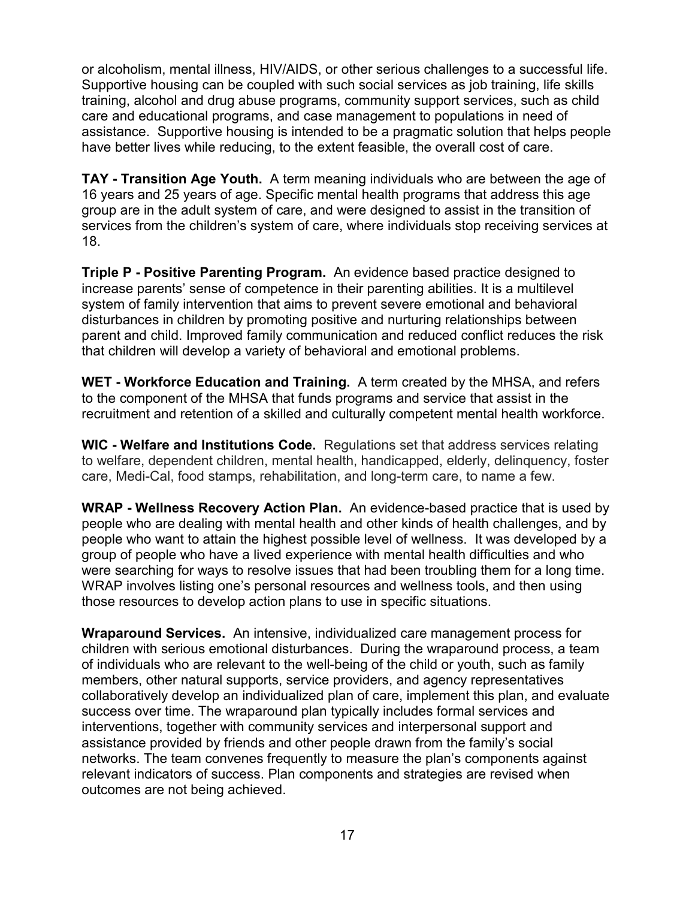or alcoholism, mental illness, HIV/AIDS, or other serious challenges to a successful life. Supportive housing can be coupled with such social services as job training, life skills training, alcohol and drug abuse programs, community support services, such as child care and educational programs, and case management to populations in need of assistance. Supportive housing is intended to be a pragmatic solution that helps people have better lives while reducing, to the extent feasible, the overall cost of care.

**TAY - Transition Age Youth.** A term meaning individuals who are between the age of 16 years and 25 years of age. Specific mental health programs that address this age group are in the adult system of care, and were designed to assist in the transition of services from the children's system of care, where individuals stop receiving services at 18.

**Triple P - Positive Parenting Program.** An evidence based practice designed to increase parents' sense of competence in their parenting abilities. It is a multilevel system of family intervention that aims to prevent severe emotional and behavioral disturbances in children by promoting positive and nurturing relationships between parent and child. Improved family communication and reduced conflict reduces the risk that children will develop a variety of behavioral and emotional problems.

**WET - Workforce Education and Training.** A term created by the MHSA, and refers to the component of the MHSA that funds programs and service that assist in the recruitment and retention of a skilled and culturally competent mental health workforce.

**WIC - Welfare and Institutions Code.** Regulations set that address services relating to welfare, dependent children, mental health, handicapped, elderly, delinquency, foster care, Medi-Cal, food stamps, rehabilitation, and long-term care, to name a few.

**WRAP - Wellness Recovery Action Plan.** An evidence-based practice that is used by people who are dealing with mental health and other kinds of health challenges, and by people who want to attain the highest possible level of wellness. It was developed by a group of people who have a lived experience with mental health difficulties and who were searching for ways to resolve issues that had been troubling them for a long time. WRAP involves listing one's personal resources and wellness tools, and then using those resources to develop action plans to use in specific situations.

**Wraparound Services.** An intensive, individualized care management process for children with serious emotional disturbances. During the wraparound process, a team of individuals who are relevant to the well-being of the child or youth, such as family members, other natural supports, service providers, and agency representatives collaboratively develop an individualized plan of care, implement this plan, and evaluate success over time. The wraparound plan typically includes formal services and interventions, together with community services and interpersonal support and assistance provided by friends and other people drawn from the family's social networks. The team convenes frequently to measure the plan's components against relevant indicators of success. Plan components and strategies are revised when outcomes are not being achieved.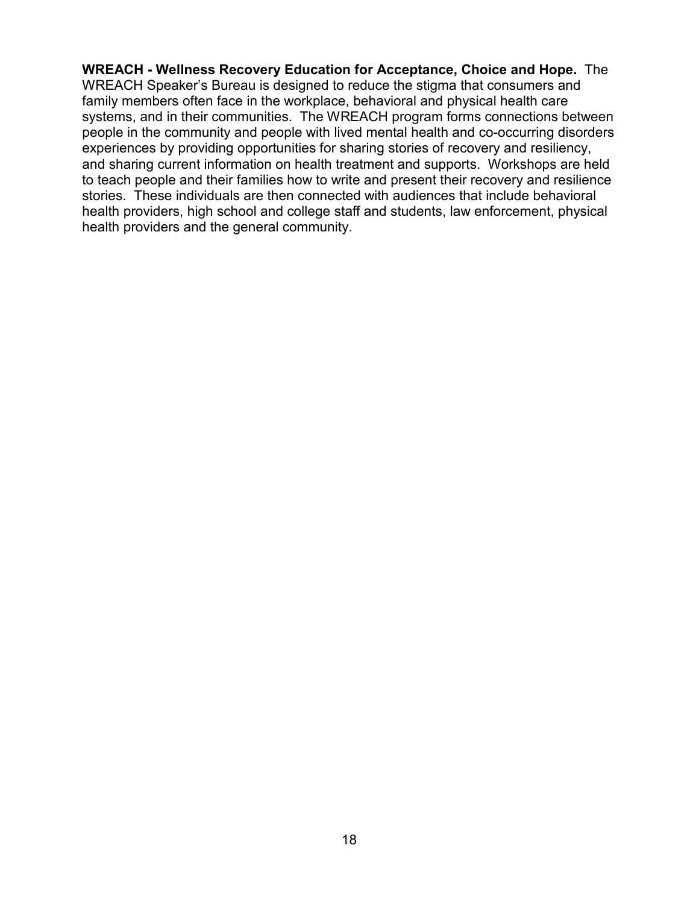**WREACH - Wellness Recovery Education for Acceptance, Choice and Hope.** The WREACH Speaker's Bureau is designed to reduce the stigma that consumers and family members often face in the workplace, behavioral and physical health care systems, and in their communities. The WREACH program forms connections between people in the community and people with lived mental health and co-occurring disorders experiences by providing opportunities for sharing stories of recovery and resiliency, and sharing current information on health treatment and supports. Workshops are held to teach people and their families how to write and present their recovery and resilience stories. These individuals are then connected with audiences that include behavioral health providers, high school and college staff and students, law enforcement, physical health providers and the general community.